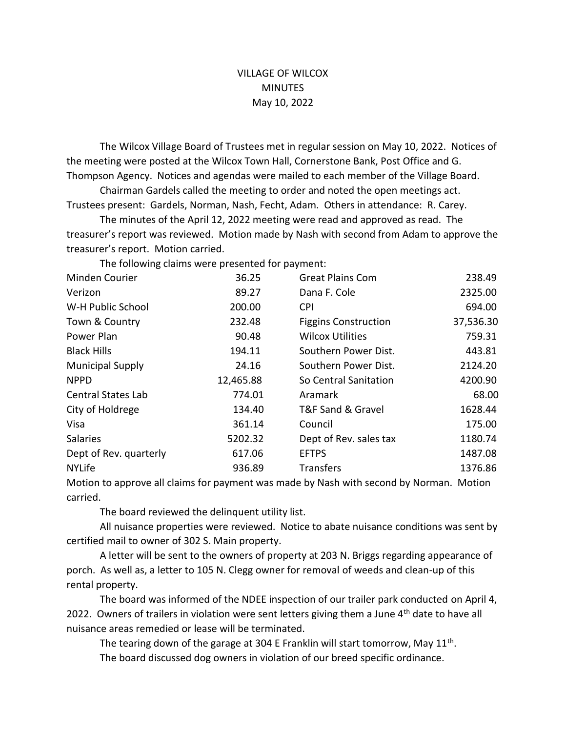# VILLAGE OF WILCOX
## MINUTES
### May 10, 2022

The Wilcox Village Board of Trustees met in regular session on May 10, 2022. Notices of the meeting were posted at the Wilcox Town Hall, Cornerstone Bank, Post Office and G. Thompson Agency. Notices and agendas were mailed to each member of the Village Board.

Chairman Gardels called the meeting to order and noted the open meetings act. Trustees present: Gardels, Norman, Nash, Fecht, Adam. Others in attendance: R. Carey.

The minutes of the April 12, 2022 meeting were read and approved as read. The treasurer's report was reviewed. Motion made by Nash with second from Adam to approve the treasurer's report. Motion carried.

The following claims were presented for payment:

| | | | |
|---|---|---|---|
| Minden Courier | 36.25 | Great Plains Com | 238.49 |
| Verizon | 89.27 | Dana F. Cole | 2325.00 |
| W-H Public School | 200.00 | CPI | 694.00 |
| Town & Country | 232.48 | Figgins Construction | 37,536.30 |
| Power Plan | 90.48 | Wilcox Utilities | 759.31 |
| Black Hills | 194.11 | Southern Power Dist. | 443.81 |
| Municipal Supply | 24.16 | Southern Power Dist. | 2124.20 |
| NPPD | 12,465.88 | So Central Sanitation | 4200.90 |
| Central States Lab | 774.01 | Aramark | 68.00 |
| City of Holdrege | 134.40 | T&F Sand & Gravel | 1628.44 |
| Visa | 361.14 | Council | 175.00 |
| Salaries | 5202.32 | Dept of Rev. sales tax | 1180.74 |
| Dept of Rev. quarterly | 617.06 | EFTPS | 1487.08 |
| NYLife | 936.89 | Transfers | 1376.86 |

Motion to approve all claims for payment was made by Nash with second by Norman. Motion carried.

The board reviewed the delinquent utility list.

All nuisance properties were reviewed. Notice to abate nuisance conditions was sent by certified mail to owner of 302 S. Main property.

A letter will be sent to the owners of property at 203 N. Briggs regarding appearance of porch. As well as, a letter to 105 N. Clegg owner for removal of weeds and clean-up of this rental property.

The board was informed of the NDEE inspection of our trailer park conducted on April 4, 2022. Owners of trailers in violation were sent letters giving them a June 4th date to have all nuisance areas remedied or lease will be terminated.

The tearing down of the garage at 304 E Franklin will start tomorrow, May 11th.

The board discussed dog owners in violation of our breed specific ordinance.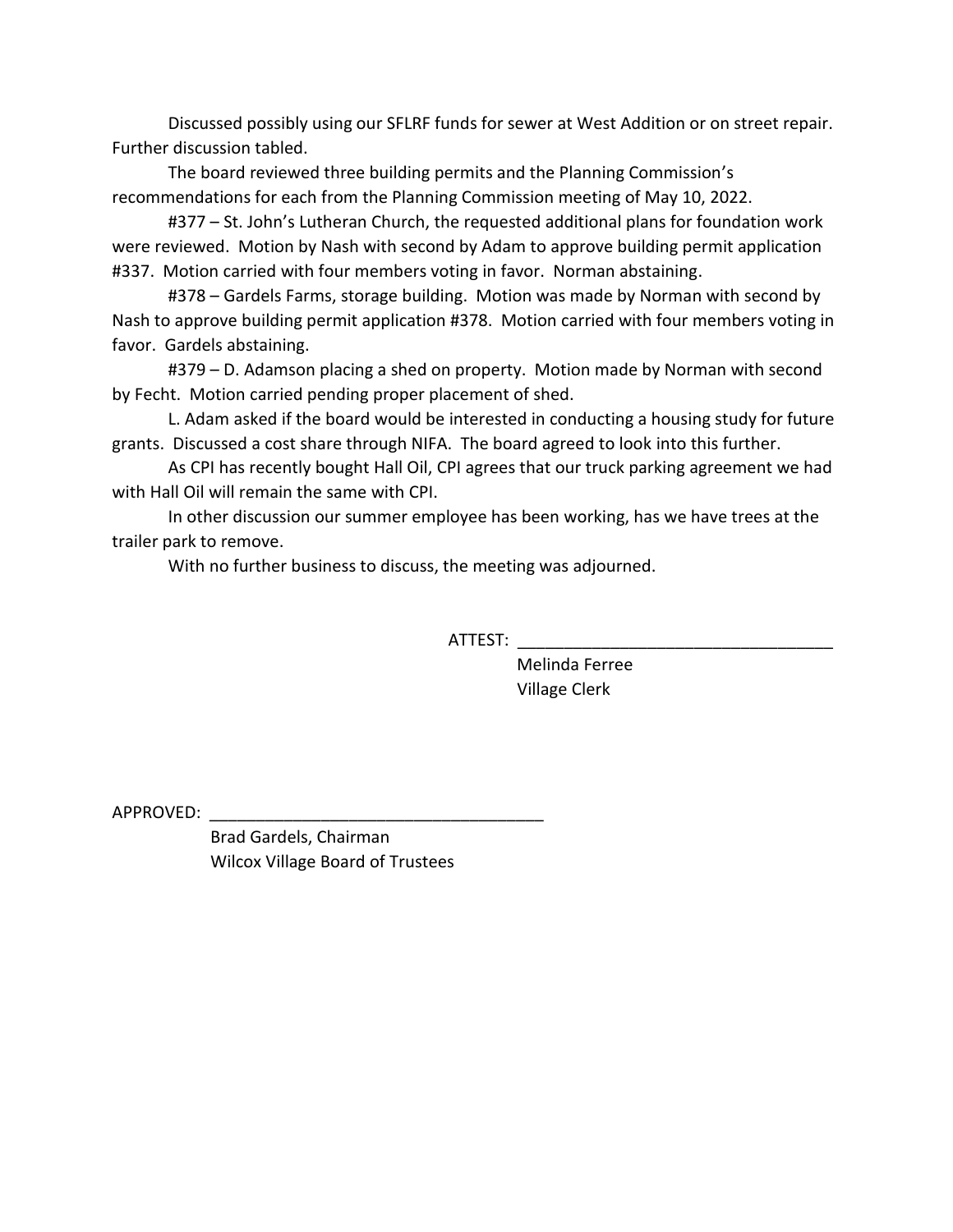Discussed possibly using our SFLRF funds for sewer at West Addition or on street repair. Further discussion tabled.

The board reviewed three building permits and the Planning Commission's recommendations for each from the Planning Commission meeting of May 10, 2022.

#377 – St. John's Lutheran Church, the requested additional plans for foundation work were reviewed. Motion by Nash with second by Adam to approve building permit application #337. Motion carried with four members voting in favor. Norman abstaining.

#378 – Gardels Farms, storage building. Motion was made by Norman with second by Nash to approve building permit application #378. Motion carried with four members voting in favor. Gardels abstaining.

#379 – D. Adamson placing a shed on property. Motion made by Norman with second by Fecht. Motion carried pending proper placement of shed.

L. Adam asked if the board would be interested in conducting a housing study for future grants. Discussed a cost share through NIFA. The board agreed to look into this further.

As CPI has recently bought Hall Oil, CPI agrees that our truck parking agreement we had with Hall Oil will remain the same with CPI.

In other discussion our summer employee has been working, has we have trees at the trailer park to remove.

With no further business to discuss, the meeting was adjourned.

ATTEST: ___________________________________

Melinda Ferree
Village Clerk

APPROVED: ___________________________________

Brad Gardels, Chairman
Wilcox Village Board of Trustees